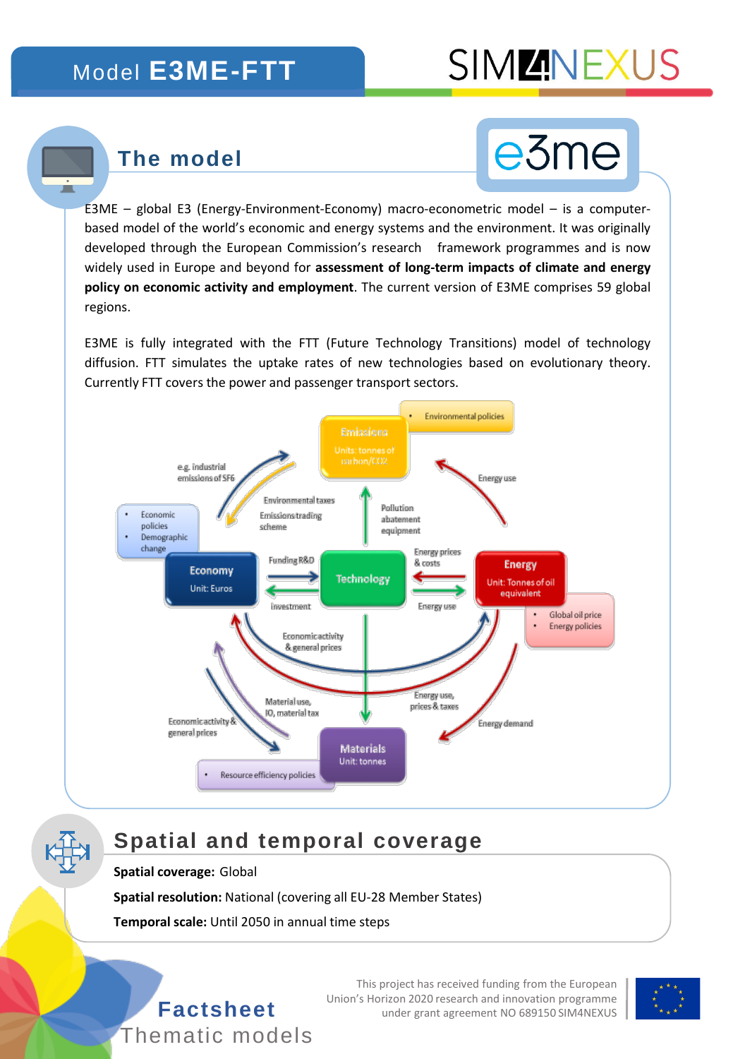# Model E3ME-FTT

SIM4NEXUS

## The model

e3me

E3ME – global E3 (Energy-Environment-Economy) macro-econometric model – is a computer-based model of the world's economic and energy systems and the environment. It was originally developed through the European Commission's research framework programmes and is now widely used in Europe and beyond for **assessment of long-term impacts of climate and energy policy on economic activity and employment**. The current version of E3ME comprises 59 global regions.

E3ME is fully integrated with the FTT (Future Technology Transitions) model of technology diffusion. FTT simulates the uptake rates of new technologies based on evolutionary theory. Currently FTT covers the power and passenger transport sectors.

- Environmental policies

Emissions
Units: tonnes of carbon/CO2

e.g. industrial emissions of SF6

Energy use

Environmental taxes

Emissions trading scheme

Pollution abatement equipment

- Economic policies
- Demographic change

Funding R&D

Energy prices & costs

Economy
Unit: Euros

Technology

Energy
Unit: Tonnes of oil equivalent

Investment

Energy use

- Global oil price
- Energy policies

Economic activity & general prices

Material use, IO, material tax

Energy use, prices & taxes

Economic activity & general prices

Energy demand

Materials
Unit: tonnes

- Resource efficiency policies

## Spatial and temporal coverage

**Spatial coverage:** Global

**Spatial resolution:** National (covering all EU-28 Member States)

**Temporal scale:** Until 2050 in annual time steps

**Factsheet**
Thematic models

This project has received funding from the European Union's Horizon 2020 research and innovation programme under grant agreement NO 689150 SIM4NEXUS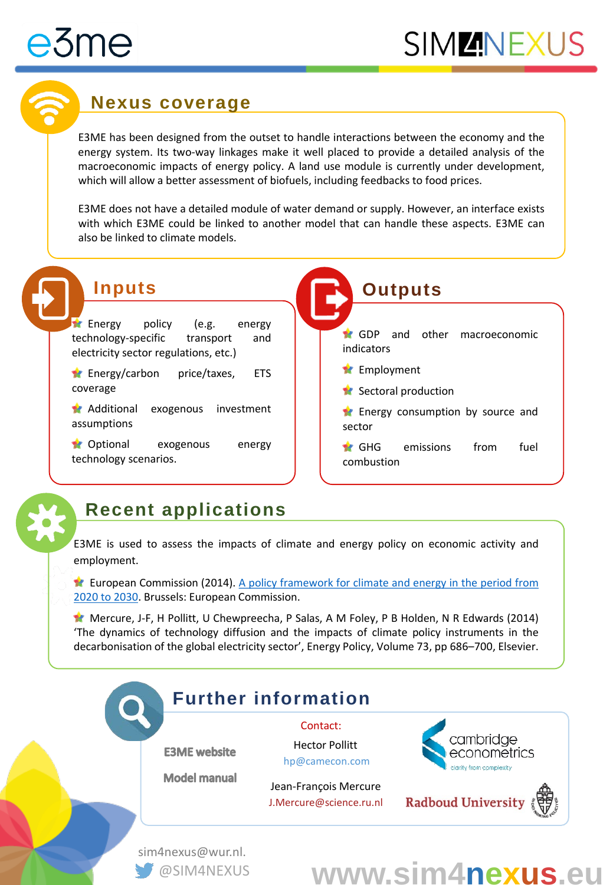## Nexus coverage

E3ME has been designed from the outset to handle interactions between the economy and the energy system. Its two-way linkages make it well placed to provide a detailed analysis of the macroeconomic impacts of energy policy. A land use module is currently under development, which will allow a better assessment of biofuels, including feedbacks to food prices.

E3ME does not have a detailed module of water demand or supply. However, an interface exists with which E3ME could be linked to another model that can handle these aspects. E3ME can also be linked to climate models.

## Inputs

- Energy policy (e.g. energy technology-specific transport and electricity sector regulations, etc.)
- Energy/carbon price/taxes, ETS coverage
- Additional exogenous investment assumptions
- Optional exogenous energy technology scenarios.

## Outputs

- GDP and other macroeconomic indicators
- Employment
- Sectoral production
- Energy consumption by source and sector
- GHG emissions from fuel combustion

## Recent applications

E3ME is used to assess the impacts of climate and energy policy on economic activity and employment.

- European Commission (2014). A policy framework for climate and energy in the period from 2020 to 2030. Brussels: European Commission.
- Mercure, J-F, H Pollitt, U Chewpreecha, P Salas, A M Foley, P B Holden, N R Edwards (2014) 'The dynamics of technology diffusion and the impacts of climate policy instruments in the decarbonisation of the global electricity sector', Energy Policy, Volume 73, pp 686–700, Elsevier.

## Further information

E3ME website

Model manual

Contact:

Hector Pollitt
hp@camecon.com

Jean-François Mercure
J.Mercure@science.ru.nl

cambridge econometrics — clarity from complexity

Radboud University

sim4nexus@wur.nl.
@SIM4NEXUS

www.sim4nexus.eu